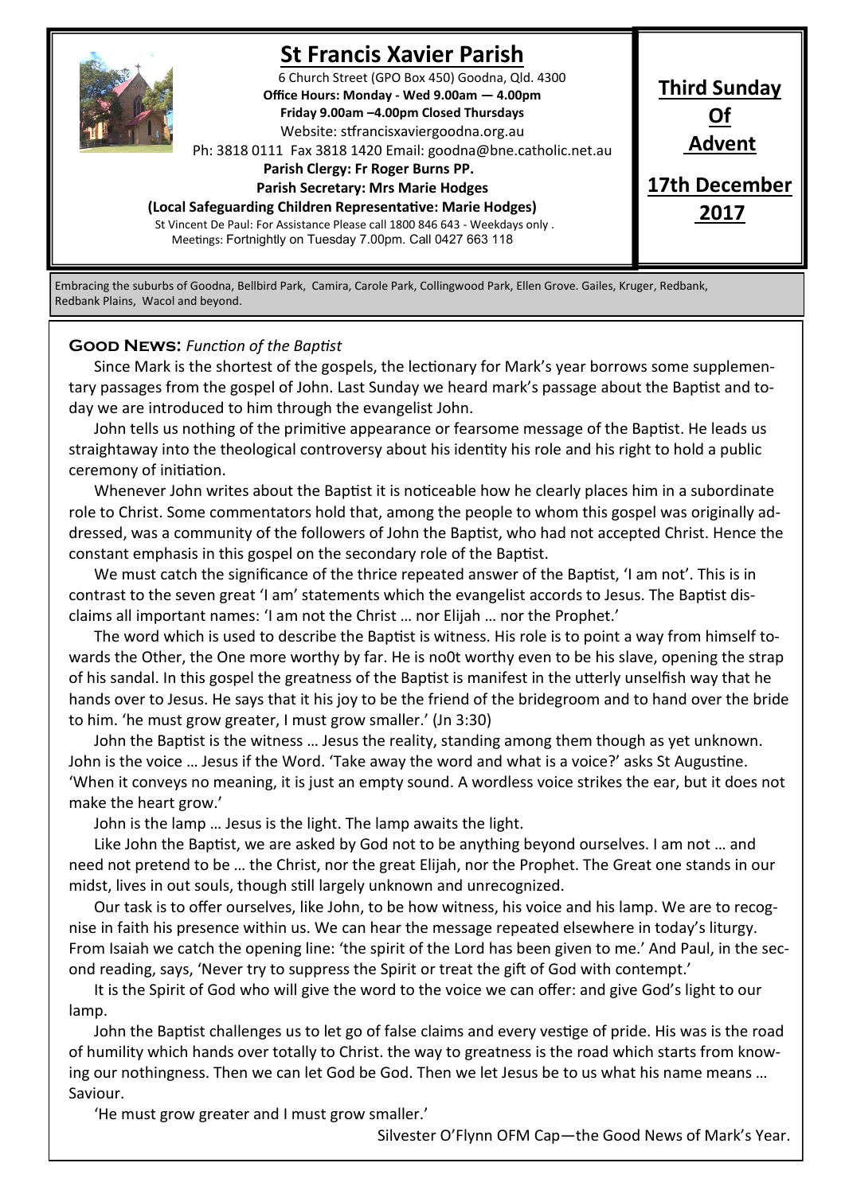# St Francis Xavier Parish

6 Church Street (GPO Box 450) Goodna, Qld. 4300
**Office Hours: Monday - Wed 9.00am — 4.00pm**
**Friday 9.00am –4.00pm Closed Thursdays**
Website: stfrancisxaviergoodna.org.au
Ph: 3818 0111 Fax 3818 1420 Email: goodna@bne.catholic.net.au
**Parish Clergy: Fr Roger Burns PP.**
**Parish Secretary: Mrs Marie Hodges**
**(Local Safeguarding Children Representative: Marie Hodges)**
St Vincent De Paul: For Assistance Please call 1800 846 643 - Weekdays only .
Meetings: Fortnightly on Tuesday 7.00pm. Call 0427 663 118

**Third Sunday Of Advent**

**17th December 2017**

Embracing the suburbs of Goodna, Bellbird Park, Camira, Carole Park, Collingwood Park, Ellen Grove. Gailes, Kruger, Redbank, Redbank Plains, Wacol and beyond.

**Good News**: *Function of the Baptist*

Since Mark is the shortest of the gospels, the lectionary for Mark's year borrows some supplementary passages from the gospel of John. Last Sunday we heard mark's passage about the Baptist and today we are introduced to him through the evangelist John.

John tells us nothing of the primitive appearance or fearsome message of the Baptist. He leads us straightaway into the theological controversy about his identity his role and his right to hold a public ceremony of initiation.

Whenever John writes about the Baptist it is noticeable how he clearly places him in a subordinate role to Christ. Some commentators hold that, among the people to whom this gospel was originally addressed, was a community of the followers of John the Baptist, who had not accepted Christ. Hence the constant emphasis in this gospel on the secondary role of the Baptist.

We must catch the significance of the thrice repeated answer of the Baptist, 'I am not'. This is in contrast to the seven great 'I am' statements which the evangelist accords to Jesus. The Baptist disclaims all important names: 'I am not the Christ … nor Elijah … nor the Prophet.'

The word which is used to describe the Baptist is witness. His role is to point a way from himself towards the Other, the One more worthy by far. He is no0t worthy even to be his slave, opening the strap of his sandal. In this gospel the greatness of the Baptist is manifest in the utterly unselfish way that he hands over to Jesus. He says that it his joy to be the friend of the bridegroom and to hand over the bride to him. 'he must grow greater, I must grow smaller.' (Jn 3:30)

John the Baptist is the witness … Jesus the reality, standing among them though as yet unknown. John is the voice … Jesus if the Word. 'Take away the word and what is a voice?' asks St Augustine. 'When it conveys no meaning, it is just an empty sound. A wordless voice strikes the ear, but it does not make the heart grow.'

John is the lamp … Jesus is the light. The lamp awaits the light.

Like John the Baptist, we are asked by God not to be anything beyond ourselves. I am not … and need not pretend to be … the Christ, nor the great Elijah, nor the Prophet. The Great one stands in our midst, lives in out souls, though still largely unknown and unrecognized.

Our task is to offer ourselves, like John, to be how witness, his voice and his lamp. We are to recognise in faith his presence within us. We can hear the message repeated elsewhere in today's liturgy. From Isaiah we catch the opening line: 'the spirit of the Lord has been given to me.' And Paul, in the second reading, says, 'Never try to suppress the Spirit or treat the gift of God with contempt.'

It is the Spirit of God who will give the word to the voice we can offer: and give God's light to our lamp.

John the Baptist challenges us to let go of false claims and every vestige of pride. His was is the road of humility which hands over totally to Christ. the way to greatness is the road which starts from knowing our nothingness. Then we can let God be God. Then we let Jesus be to us what his name means … Saviour.

'He must grow greater and I must grow smaller.'

Silvester O'Flynn OFM Cap—the Good News of Mark's Year.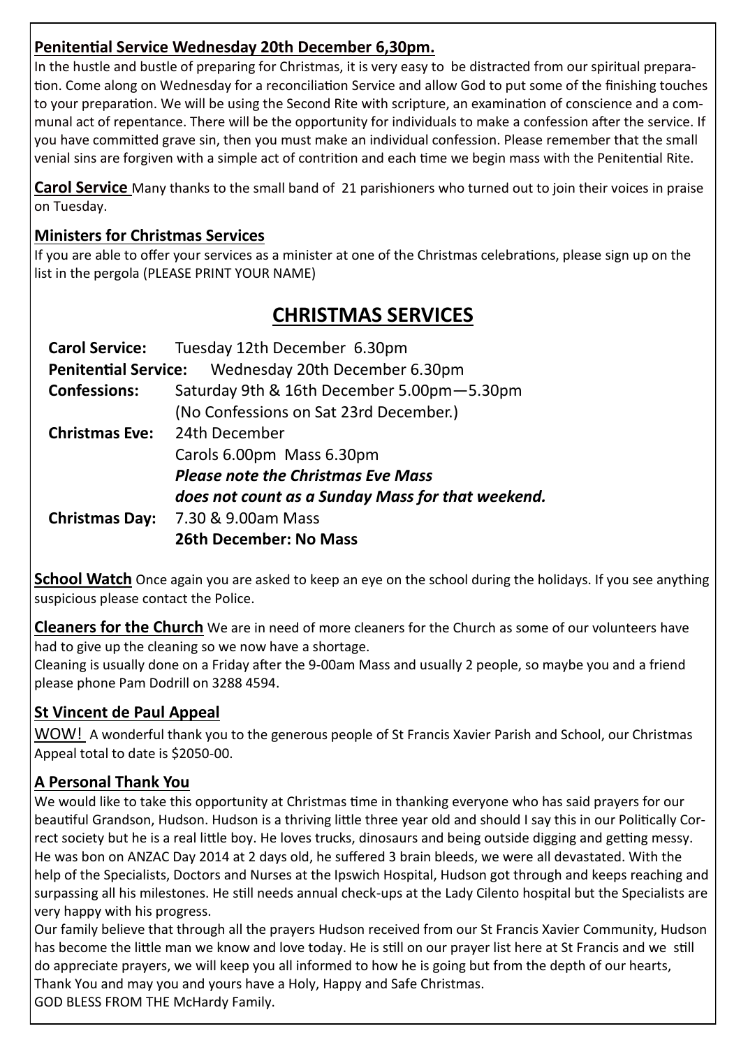**Penitential Service Wednesday 20th December 6,30pm.**

In the hustle and bustle of preparing for Christmas, it is very easy to be distracted from our spiritual preparation. Come along on Wednesday for a reconciliation Service and allow God to put some of the finishing touches to your preparation. We will be using the Second Rite with scripture, an examination of conscience and a communal act of repentance. There will be the opportunity for individuals to make a confession after the service. If you have committed grave sin, then you must make an individual confession. Please remember that the small venial sins are forgiven with a simple act of contrition and each time we begin mass with the Penitential Rite.

**Carol Service** Many thanks to the small band of 21 parishioners who turned out to join their voices in praise on Tuesday.

**Ministers for Christmas Services**

If you are able to offer your services as a minister at one of the Christmas celebrations, please sign up on the list in the pergola (PLEASE PRINT YOUR NAME)

## CHRISTMAS SERVICES

**Carol Service:** Tuesday 12th December 6.30pm

**Penitential Service:** Wednesday 20th December 6.30pm

**Confessions:** Saturday 9th & 16th December 5.00pm—5.30pm
(No Confessions on Sat 23rd December.)

**Christmas Eve:** 24th December
Carols 6.00pm Mass 6.30pm
***Please note the Christmas Eve Mass does not count as a Sunday Mass for that weekend.***

**Christmas Day:** 7.30 & 9.00am Mass
**26th December: No Mass**

**School Watch** Once again you are asked to keep an eye on the school during the holidays. If you see anything suspicious please contact the Police.

**Cleaners for the Church** We are in need of more cleaners for the Church as some of our volunteers have had to give up the cleaning so we now have a shortage.
Cleaning is usually done on a Friday after the 9-00am Mass and usually 2 people, so maybe you and a friend please phone Pam Dodrill on 3288 4594.

**St Vincent de Paul Appeal**

WOW! A wonderful thank you to the generous people of St Francis Xavier Parish and School, our Christmas Appeal total to date is $2050-00.

**A Personal Thank You**

We would like to take this opportunity at Christmas time in thanking everyone who has said prayers for our beautiful Grandson, Hudson. Hudson is a thriving little three year old and should I say this in our Politically Correct society but he is a real little boy. He loves trucks, dinosaurs and being outside digging and getting messy. He was bon on ANZAC Day 2014 at 2 days old, he suffered 3 brain bleeds, we were all devastated. With the help of the Specialists, Doctors and Nurses at the Ipswich Hospital, Hudson got through and keeps reaching and surpassing all his milestones. He still needs annual check-ups at the Lady Cilento hospital but the Specialists are very happy with his progress.
Our family believe that through all the prayers Hudson received from our St Francis Xavier Community, Hudson has become the little man we know and love today. He is still on our prayer list here at St Francis and we still do appreciate prayers, we will keep you all informed to how he is going but from the depth of our hearts, Thank You and may you and yours have a Holy, Happy and Safe Christmas.
GOD BLESS FROM THE McHardy Family.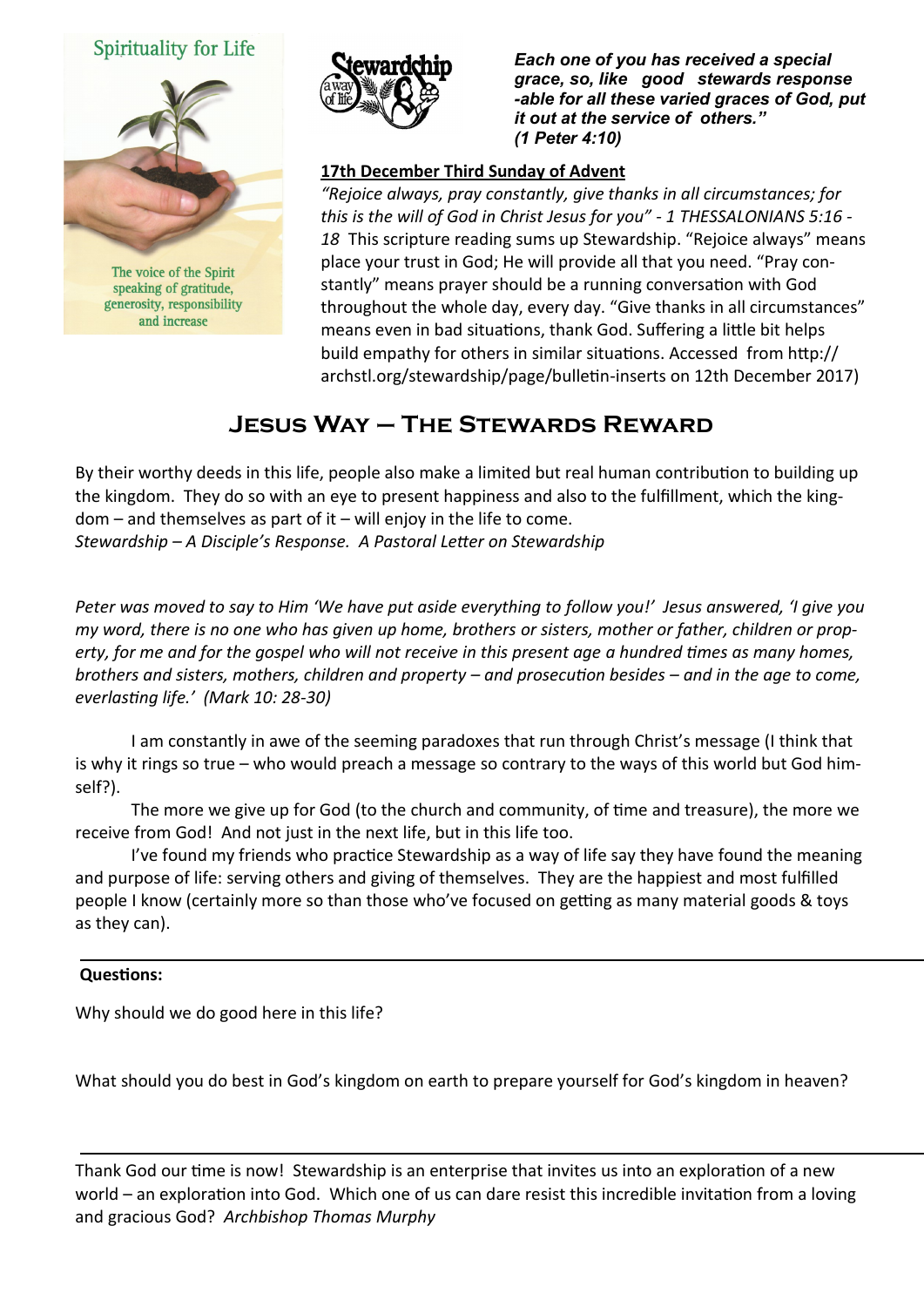Spirituality for Life

The voice of the Spirit speaking of gratitude, generosity, responsibility and increase

Stewardship a way of life

***Each one of you has received a special grace, so, like good stewards response -able for all these varied graces of God, put it out at the service of others." (1 Peter 4:10)***

**17th December Third Sunday of Advent**

*"Rejoice always, pray constantly, give thanks in all circumstances; for this is the will of God in Christ Jesus for you" - 1 THESSALONIANS 5:16 - 18* This scripture reading sums up Stewardship. "Rejoice always" means place your trust in God; He will provide all that you need. "Pray constantly" means prayer should be a running conversation with God throughout the whole day, every day. "Give thanks in all circumstances" means even in bad situations, thank God. Suffering a little bit helps build empathy for others in similar situations. Accessed from http://archstl.org/stewardship/page/bulletin-inserts on 12th December 2017)

# Jesus Way – The Stewards Reward

By their worthy deeds in this life, people also make a limited but real human contribution to building up the kingdom. They do so with an eye to present happiness and also to the fulfillment, which the kingdom – and themselves as part of it – will enjoy in the life to come.
*Stewardship – A Disciple's Response. A Pastoral Letter on Stewardship*

*Peter was moved to say to Him 'We have put aside everything to follow you!' Jesus answered, 'I give you my word, there is no one who has given up home, brothers or sisters, mother or father, children or property, for me and for the gospel who will not receive in this present age a hundred times as many homes, brothers and sisters, mothers, children and property – and prosecution besides – and in the age to come, everlasting life.' (Mark 10: 28-30)*

I am constantly in awe of the seeming paradoxes that run through Christ's message (I think that is why it rings so true – who would preach a message so contrary to the ways of this world but God himself?).

The more we give up for God (to the church and community, of time and treasure), the more we receive from God! And not just in the next life, but in this life too.

I've found my friends who practice Stewardship as a way of life say they have found the meaning and purpose of life: serving others and giving of themselves. They are the happiest and most fulfilled people I know (certainly more so than those who've focused on getting as many material goods & toys as they can).

**Questions:**

Why should we do good here in this life?

What should you do best in God's kingdom on earth to prepare yourself for God's kingdom in heaven?

---

Thank God our time is now! Stewardship is an enterprise that invites us into an exploration of a new world – an exploration into God. Which one of us can dare resist this incredible invitation from a loving and gracious God? *Archbishop Thomas Murphy*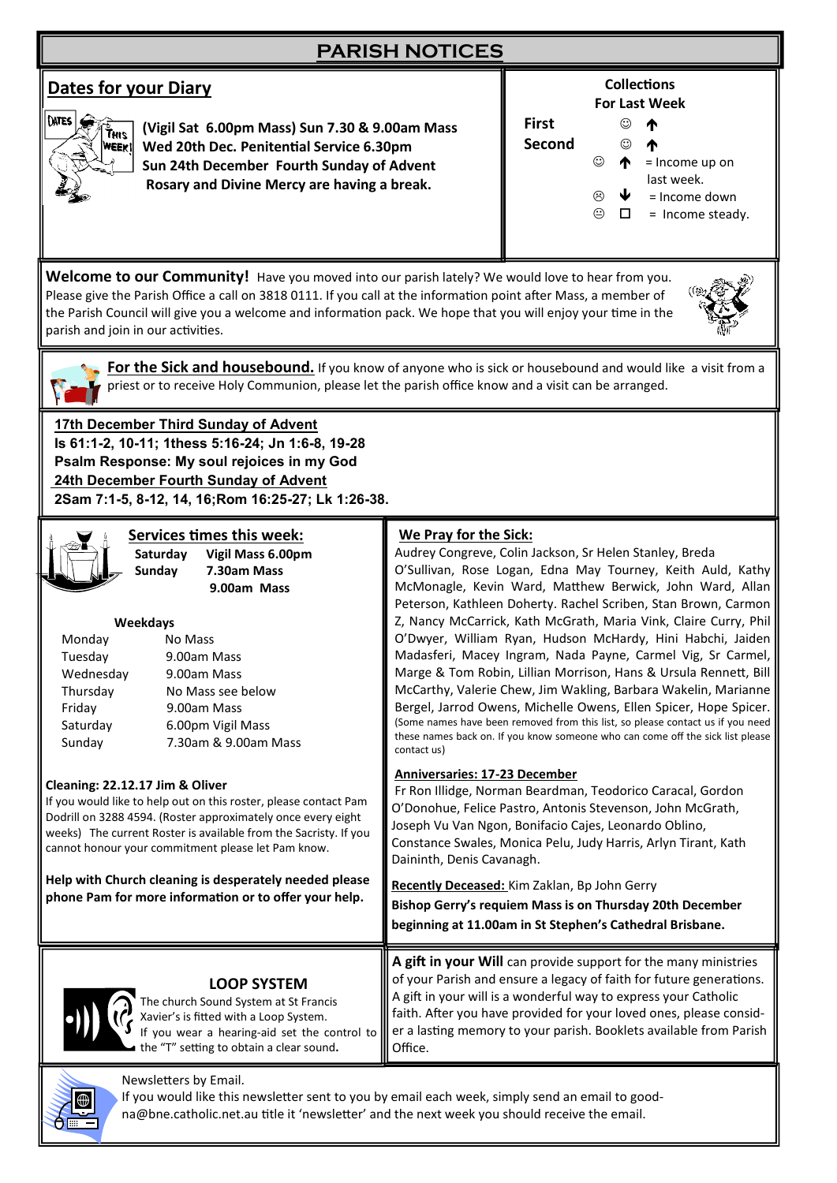# PARISH NOTICES

## Dates for your Diary

**(Vigil Sat 6.00pm Mass) Sun 7.30 & 9.00am Mass**
**Wed 20th Dec. Penitential Service 6.30pm**
**Sun 24th December Fourth Sunday of Advent**
**Rosary and Divine Mercy are having a break.**

**Collections For Last Week**

| | | |
|---|---|---|
| **First** | ☺ | ↑ |
| **Second** | ☺ | ↑ |

☺ ↑ = Income up on last week.
☹ ↓ = Income down
😐 □ = Income steady.

**Welcome to our Community!** Have you moved into our parish lately? We would love to hear from you. Please give the Parish Office a call on 3818 0111. If you call at the information point after Mass, a member of the Parish Council will give you a welcome and information pack. We hope that you will enjoy your time in the parish and join in our activities.

**For the Sick and housebound.** If you know of anyone who is sick or housebound and would like a visit from a priest or to receive Holy Communion, please let the parish office know and a visit can be arranged.

**17th December Third Sunday of Advent**
**Is 61:1-2, 10-11; 1thess 5:16-24; Jn 1:6-8, 19-28**
**Psalm Response: My soul rejoices in my God**
**24th December Fourth Sunday of Advent**
**2Sam 7:1-5, 8-12, 14, 16;Rom 16:25-27; Lk 1:26-38.**

## Services times this week:

| | |
|---|---|
| **Saturday** | **Vigil Mass 6.00pm** |
| **Sunday** | **7.30am Mass** |
| | **9.00am Mass** |

**Weekdays**

| | |
|---|---|
| Monday | No Mass |
| Tuesday | 9.00am Mass |
| Wednesday | 9.00am Mass |
| Thursday | No Mass see below |
| Friday | 9.00am Mass |
| Saturday | 6.00pm Vigil Mass |
| Sunday | 7.30am & 9.00am Mass |

**Cleaning: 22.12.17 Jim & Oliver**
If you would like to help out on this roster, please contact Pam Dodrill on 3288 4594. (Roster approximately once every eight weeks) The current Roster is available from the Sacristy. If you cannot honour your commitment please let Pam know.

**Help with Church cleaning is desperately needed please phone Pam for more information or to offer your help.**

## We Pray for the Sick:

Audrey Congreve, Colin Jackson, Sr Helen Stanley, Breda O'Sullivan, Rose Logan, Edna May Tourney, Keith Auld, Kathy McMonagle, Kevin Ward, Matthew Berwick, John Ward, Allan Peterson, Kathleen Doherty. Rachel Scriben, Stan Brown, Carmon Z, Nancy McCarrick, Kath McGrath, Maria Vink, Claire Curry, Phil O'Dwyer, William Ryan, Hudson McHardy, Hini Habchi, Jaiden Madasferi, Macey Ingram, Nada Payne, Carmel Vig, Sr Carmel, Marge & Tom Robin, Lillian Morrison, Hans & Ursula Rennett, Bill McCarthy, Valerie Chew, Jim Wakling, Barbara Wakelin, Marianne Bergel, Jarrod Owens, Michelle Owens, Ellen Spicer, Hope Spicer. (Some names have been removed from this list, so please contact us if you need these names back on. If you know someone who can come off the sick list please contact us)

**Anniversaries: 17-23 December**
Fr Ron Illidge, Norman Beardman, Teodorico Caracal, Gordon O'Donohue, Felice Pastro, Antonis Stevenson, John McGrath, Joseph Vu Van Ngon, Bonifacio Cajes, Leonardo Oblino, Constance Swales, Monica Pelu, Judy Harris, Arlyn Tirant, Kath Daininth, Denis Cavanagh.

**Recently Deceased:** Kim Zaklan, Bp John Gerry
**Bishop Gerry's requiem Mass is on Thursday 20th December beginning at 11.00am in St Stephen's Cathedral Brisbane.**

## LOOP SYSTEM

The church Sound System at St Francis Xavier's is fitted with a Loop System. If you wear a hearing-aid set the control to the "T" setting to obtain a clear sound.

**A gift in your Will** can provide support for the many ministries of your Parish and ensure a legacy of faith for future generations. A gift in your will is a wonderful way to express your Catholic faith. After you have provided for your loved ones, please consider a lasting memory to your parish. Booklets available from Parish Office.

Newsletters by Email.
If you would like this newsletter sent to you by email each week, simply send an email to goodna@bne.catholic.net.au title it 'newsletter' and the next week you should receive the email.